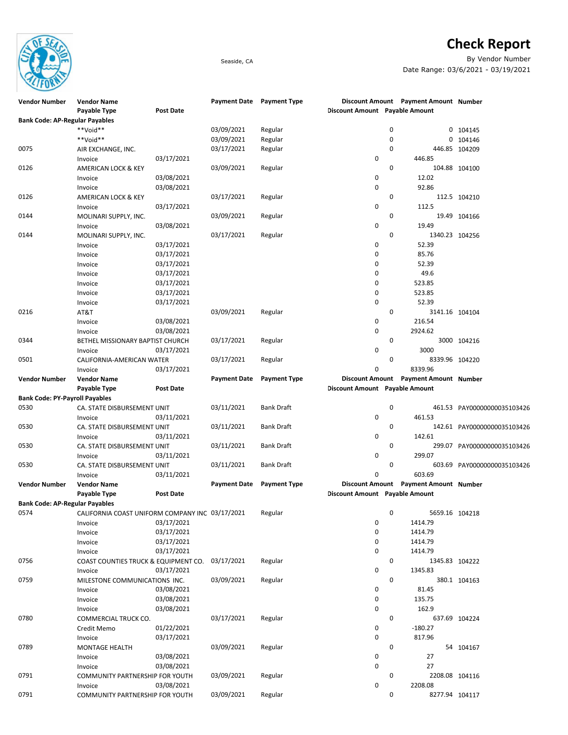# Check Report

Seaside, CA

By Vendor Number

Date Range: 03/6/2021 - 03/19/2021

| Vendor Number | Vendor Name / Payable Type | Post Date | Payment Date | Payment Type | Discount Amount | Payment Amount / Payable Amount | Number |
|---|---|---|---|---|---|---|---|
| **Bank Code: AP-Regular Payables** | | | | | | | |
| | **Void** | | 03/09/2021 | Regular | 0 | 0 | 104145 |
| | **Void** | | 03/09/2021 | Regular | 0 | 0 | 104146 |
| 0075 | AIR EXCHANGE, INC. | | 03/17/2021 | Regular | 0 | 446.85 | 104209 |
| | Invoice | 03/17/2021 | | | 0 | 446.85 | |
| 0126 | AMERICAN LOCK & KEY | | 03/09/2021 | Regular | 0 | 104.88 | 104100 |
| | Invoice | 03/08/2021 | | | 0 | 12.02 | |
| | Invoice | 03/08/2021 | | | 0 | 92.86 | |
| 0126 | AMERICAN LOCK & KEY | | 03/17/2021 | Regular | 0 | 112.5 | 104210 |
| | Invoice | 03/17/2021 | | | 0 | 112.5 | |
| 0144 | MOLINARI SUPPLY, INC. | | 03/09/2021 | Regular | 0 | 19.49 | 104166 |
| | Invoice | 03/08/2021 | | | 0 | 19.49 | |
| 0144 | MOLINARI SUPPLY, INC. | | 03/17/2021 | Regular | 0 | 1340.23 | 104256 |
| | Invoice | 03/17/2021 | | | 0 | 52.39 | |
| | Invoice | 03/17/2021 | | | 0 | 85.76 | |
| | Invoice | 03/17/2021 | | | 0 | 52.39 | |
| | Invoice | 03/17/2021 | | | 0 | 49.6 | |
| | Invoice | 03/17/2021 | | | 0 | 523.85 | |
| | Invoice | 03/17/2021 | | | 0 | 523.85 | |
| | Invoice | 03/17/2021 | | | 0 | 52.39 | |
| 0216 | AT&T | | 03/09/2021 | Regular | 0 | 3141.16 | 104104 |
| | Invoice | 03/08/2021 | | | 0 | 216.54 | |
| | Invoice | 03/08/2021 | | | 0 | 2924.62 | |
| 0344 | BETHEL MISSIONARY BAPTIST CHURCH | | 03/17/2021 | Regular | 0 | 3000 | 104216 |
| | Invoice | 03/17/2021 | | | 0 | 3000 | |
| 0501 | CALIFORNIA-AMERICAN WATER | | 03/17/2021 | Regular | 0 | 8339.96 | 104220 |
| | Invoice | 03/17/2021 | | | 0 | 8339.96 | |
| **Bank Code: PY-Payroll Payables** | | | | | | | |
| 0530 | CA. STATE DISBURSEMENT UNIT | | 03/11/2021 | Bank Draft | 0 | 461.53 | PAY00000000035103426 |
| | Invoice | 03/11/2021 | | | 0 | 461.53 | |
| 0530 | CA. STATE DISBURSEMENT UNIT | | 03/11/2021 | Bank Draft | 0 | 142.61 | PAY00000000035103426 |
| | Invoice | 03/11/2021 | | | 0 | 142.61 | |
| 0530 | CA. STATE DISBURSEMENT UNIT | | 03/11/2021 | Bank Draft | 0 | 299.07 | PAY00000000035103426 |
| | Invoice | 03/11/2021 | | | 0 | 299.07 | |
| 0530 | CA. STATE DISBURSEMENT UNIT | | 03/11/2021 | Bank Draft | 0 | 603.69 | PAY00000000035103426 |
| | Invoice | 03/11/2021 | | | 0 | 603.69 | |
| **Bank Code: AP-Regular Payables** | | | | | | | |
| 0574 | CALIFORNIA COAST UNIFORM COMPANY INC | | 03/17/2021 | Regular | 0 | 5659.16 | 104218 |
| | Invoice | 03/17/2021 | | | 0 | 1414.79 | |
| | Invoice | 03/17/2021 | | | 0 | 1414.79 | |
| | Invoice | 03/17/2021 | | | 0 | 1414.79 | |
| | Invoice | 03/17/2021 | | | 0 | 1414.79 | |
| 0756 | COAST COUNTIES TRUCK & EQUIPMENT CO. | | 03/17/2021 | Regular | 0 | 1345.83 | 104222 |
| | Invoice | 03/17/2021 | | | 0 | 1345.83 | |
| 0759 | MILESTONE COMMUNICATIONS INC. | | 03/09/2021 | Regular | 0 | 380.1 | 104163 |
| | Invoice | 03/08/2021 | | | 0 | 81.45 | |
| | Invoice | 03/08/2021 | | | 0 | 135.75 | |
| | Invoice | 03/08/2021 | | | 0 | 162.9 | |
| 0780 | COMMERCIAL TRUCK CO. | | 03/17/2021 | Regular | 0 | 637.69 | 104224 |
| | Credit Memo | 01/22/2021 | | | 0 | -180.27 | |
| | Invoice | 03/17/2021 | | | 0 | 817.96 | |
| 0789 | MONTAGE HEALTH | | 03/09/2021 | Regular | 0 | 54 | 104167 |
| | Invoice | 03/08/2021 | | | 0 | 27 | |
| | Invoice | 03/08/2021 | | | 0 | 27 | |
| 0791 | COMMUNITY PARTNERSHIP FOR YOUTH | | 03/09/2021 | Regular | 0 | 2208.08 | 104116 |
| | Invoice | 03/08/2021 | | | 0 | 2208.08 | |
| 0791 | COMMUNITY PARTNERSHIP FOR YOUTH | | 03/09/2021 | Regular | 0 | 8277.94 | 104117 |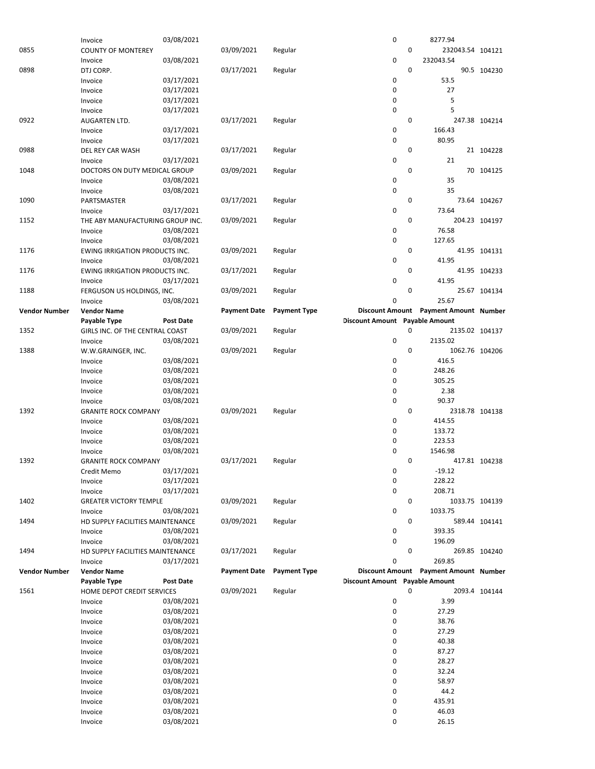| Vendor Number | Vendor Name | | Payment Date | Payment Type | Discount Amount | Payment Amount | Number |
|---|---|---|---|---|---|---|---|
| | Payable Type | Post Date | | | Discount Amount | Payable Amount | |
| | Invoice | 03/08/2021 | | | 0 | 8277.94 | |
| 0855 | COUNTY OF MONTEREY | | 03/09/2021 | Regular | 0 | 232043.54 | 104121 |
| | Invoice | 03/08/2021 | | | 0 | 232043.54 | |
| 0898 | DTJ CORP. | | 03/17/2021 | Regular | 0 | 90.5 | 104230 |
| | Invoice | 03/17/2021 | | | 0 | 53.5 | |
| | Invoice | 03/17/2021 | | | 0 | 27 | |
| | Invoice | 03/17/2021 | | | 0 | 5 | |
| | Invoice | 03/17/2021 | | | 0 | 5 | |
| 0922 | AUGARTEN LTD. | | 03/17/2021 | Regular | 0 | 247.38 | 104214 |
| | Invoice | 03/17/2021 | | | 0 | 166.43 | |
| | Invoice | 03/17/2021 | | | 0 | 80.95 | |
| 0988 | DEL REY CAR WASH | | 03/17/2021 | Regular | 0 | 21 | 104228 |
| | Invoice | 03/17/2021 | | | 0 | 21 | |
| 1048 | DOCTORS ON DUTY MEDICAL GROUP | | 03/09/2021 | Regular | 0 | 70 | 104125 |
| | Invoice | 03/08/2021 | | | 0 | 35 | |
| | Invoice | 03/08/2021 | | | 0 | 35 | |
| 1090 | PARTSMASTER | | 03/17/2021 | Regular | 0 | 73.64 | 104267 |
| | Invoice | 03/17/2021 | | | 0 | 73.64 | |
| 1152 | THE ABY MANUFACTURING GROUP INC. | | 03/09/2021 | Regular | 0 | 204.23 | 104197 |
| | Invoice | 03/08/2021 | | | 0 | 76.58 | |
| | Invoice | 03/08/2021 | | | 0 | 127.65 | |
| 1176 | EWING IRRIGATION PRODUCTS INC. | | 03/09/2021 | Regular | 0 | 41.95 | 104131 |
| | Invoice | 03/08/2021 | | | 0 | 41.95 | |
| 1176 | EWING IRRIGATION PRODUCTS INC. | | 03/17/2021 | Regular | 0 | 41.95 | 104233 |
| | Invoice | 03/17/2021 | | | 0 | 41.95 | |
| 1188 | FERGUSON US HOLDINGS, INC. | | 03/09/2021 | Regular | 0 | 25.67 | 104134 |
| | Invoice | 03/08/2021 | | | 0 | 25.67 | |
| **Vendor Number** | **Vendor Name** | | **Payment Date** | **Payment Type** | **Discount Amount** | **Payment Amount** | **Number** |
| | **Payable Type** | **Post Date** | | | **Discount Amount** | **Payable Amount** | |
| 1352 | GIRLS INC. OF THE CENTRAL COAST | | 03/09/2021 | Regular | 0 | 2135.02 | 104137 |
| | Invoice | 03/08/2021 | | | 0 | 2135.02 | |
| 1388 | W.W.GRAINGER, INC. | | 03/09/2021 | Regular | 0 | 1062.76 | 104206 |
| | Invoice | 03/08/2021 | | | 0 | 416.5 | |
| | Invoice | 03/08/2021 | | | 0 | 248.26 | |
| | Invoice | 03/08/2021 | | | 0 | 305.25 | |
| | Invoice | 03/08/2021 | | | 0 | 2.38 | |
| | Invoice | 03/08/2021 | | | 0 | 90.37 | |
| 1392 | GRANITE ROCK COMPANY | | 03/09/2021 | Regular | 0 | 2318.78 | 104138 |
| | Invoice | 03/08/2021 | | | 0 | 414.55 | |
| | Invoice | 03/08/2021 | | | 0 | 133.72 | |
| | Invoice | 03/08/2021 | | | 0 | 223.53 | |
| | Invoice | 03/08/2021 | | | 0 | 1546.98 | |
| 1392 | GRANITE ROCK COMPANY | | 03/17/2021 | Regular | 0 | 417.81 | 104238 |
| | Credit Memo | 03/17/2021 | | | 0 | -19.12 | |
| | Invoice | 03/17/2021 | | | 0 | 228.22 | |
| | Invoice | 03/17/2021 | | | 0 | 208.71 | |
| 1402 | GREATER VICTORY TEMPLE | | 03/09/2021 | Regular | 0 | 1033.75 | 104139 |
| | Invoice | 03/08/2021 | | | 0 | 1033.75 | |
| 1494 | HD SUPPLY FACILITIES MAINTENANCE | | 03/09/2021 | Regular | 0 | 589.44 | 104141 |
| | Invoice | 03/08/2021 | | | 0 | 393.35 | |
| | Invoice | 03/08/2021 | | | 0 | 196.09 | |
| 1494 | HD SUPPLY FACILITIES MAINTENANCE | | 03/17/2021 | Regular | 0 | 269.85 | 104240 |
| | Invoice | 03/17/2021 | | | 0 | 269.85 | |
| **Vendor Number** | **Vendor Name** | | **Payment Date** | **Payment Type** | **Discount Amount** | **Payment Amount** | **Number** |
| | **Payable Type** | **Post Date** | | | **Discount Amount** | **Payable Amount** | |
| 1561 | HOME DEPOT CREDIT SERVICES | | 03/09/2021 | Regular | 0 | 2093.4 | 104144 |
| | Invoice | 03/08/2021 | | | 0 | 3.99 | |
| | Invoice | 03/08/2021 | | | 0 | 27.29 | |
| | Invoice | 03/08/2021 | | | 0 | 38.76 | |
| | Invoice | 03/08/2021 | | | 0 | 27.29 | |
| | Invoice | 03/08/2021 | | | 0 | 40.38 | |
| | Invoice | 03/08/2021 | | | 0 | 87.27 | |
| | Invoice | 03/08/2021 | | | 0 | 28.27 | |
| | Invoice | 03/08/2021 | | | 0 | 32.24 | |
| | Invoice | 03/08/2021 | | | 0 | 58.97 | |
| | Invoice | 03/08/2021 | | | 0 | 44.2 | |
| | Invoice | 03/08/2021 | | | 0 | 435.91 | |
| | Invoice | 03/08/2021 | | | 0 | 46.03 | |
| | Invoice | 03/08/2021 | | | 0 | 26.15 | |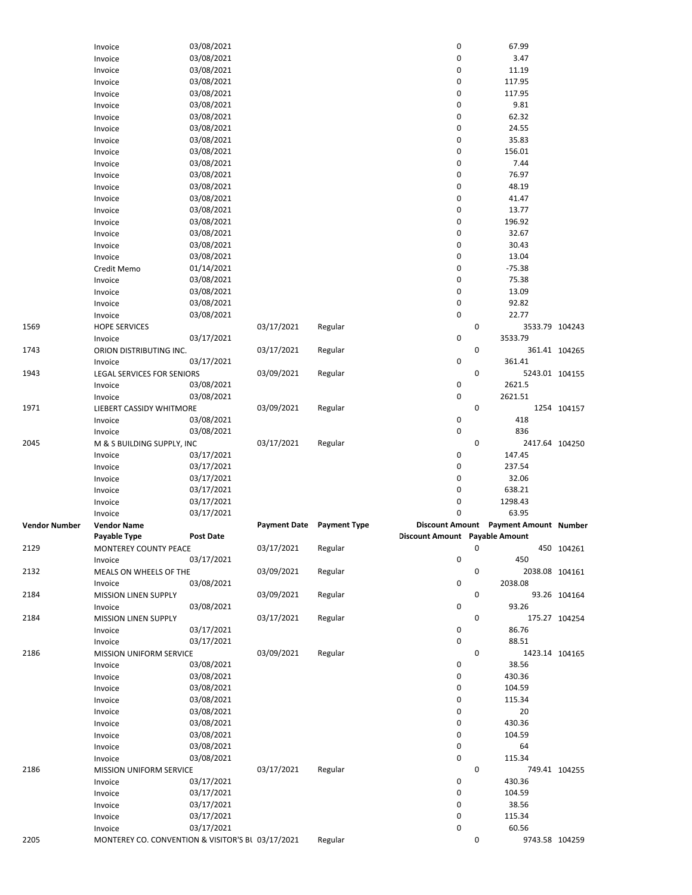| Vendor Number | Vendor Name | | Payment Date | Payment Type | Discount Amount | Payment Amount | Number |
|---|---|---|---|---|---|---|---|
| | Payable Type | Post Date | | | Discount Amount | Payable Amount | |
| | Invoice | 03/08/2021 | | | 0 | 67.99 | |
| | Invoice | 03/08/2021 | | | 0 | 3.47 | |
| | Invoice | 03/08/2021 | | | 0 | 11.19 | |
| | Invoice | 03/08/2021 | | | 0 | 117.95 | |
| | Invoice | 03/08/2021 | | | 0 | 117.95 | |
| | Invoice | 03/08/2021 | | | 0 | 9.81 | |
| | Invoice | 03/08/2021 | | | 0 | 62.32 | |
| | Invoice | 03/08/2021 | | | 0 | 24.55 | |
| | Invoice | 03/08/2021 | | | 0 | 35.83 | |
| | Invoice | 03/08/2021 | | | 0 | 156.01 | |
| | Invoice | 03/08/2021 | | | 0 | 7.44 | |
| | Invoice | 03/08/2021 | | | 0 | 76.97 | |
| | Invoice | 03/08/2021 | | | 0 | 48.19 | |
| | Invoice | 03/08/2021 | | | 0 | 41.47 | |
| | Invoice | 03/08/2021 | | | 0 | 13.77 | |
| | Invoice | 03/08/2021 | | | 0 | 196.92 | |
| | Invoice | 03/08/2021 | | | 0 | 32.67 | |
| | Invoice | 03/08/2021 | | | 0 | 30.43 | |
| | Invoice | 03/08/2021 | | | 0 | 13.04 | |
| | Credit Memo | 01/14/2021 | | | 0 | -75.38 | |
| | Invoice | 03/08/2021 | | | 0 | 75.38 | |
| | Invoice | 03/08/2021 | | | 0 | 13.09 | |
| | Invoice | 03/08/2021 | | | 0 | 92.82 | |
| | Invoice | 03/08/2021 | | | 0 | 22.77 | |
| 1569 | HOPE SERVICES | | 03/17/2021 | Regular | 0 | 3533.79 | 104243 |
| | Invoice | 03/17/2021 | | | 0 | 3533.79 | |
| 1743 | ORION DISTRIBUTING INC. | | 03/17/2021 | Regular | 0 | 361.41 | 104265 |
| | Invoice | 03/17/2021 | | | 0 | 361.41 | |
| 1943 | LEGAL SERVICES FOR SENIORS | | 03/09/2021 | Regular | 0 | 5243.01 | 104155 |
| | Invoice | 03/08/2021 | | | 0 | 2621.5 | |
| | Invoice | 03/08/2021 | | | 0 | 2621.51 | |
| 1971 | LIEBERT CASSIDY WHITMORE | | 03/09/2021 | Regular | 0 | 1254 | 104157 |
| | Invoice | 03/08/2021 | | | 0 | 418 | |
| | Invoice | 03/08/2021 | | | 0 | 836 | |
| 2045 | M & S BUILDING SUPPLY, INC | | 03/17/2021 | Regular | 0 | 2417.64 | 104250 |
| | Invoice | 03/17/2021 | | | 0 | 147.45 | |
| | Invoice | 03/17/2021 | | | 0 | 237.54 | |
| | Invoice | 03/17/2021 | | | 0 | 32.06 | |
| | Invoice | 03/17/2021 | | | 0 | 638.21 | |
| | Invoice | 03/17/2021 | | | 0 | 1298.43 | |
| | Invoice | 03/17/2021 | | | 0 | 63.95 | |
| 2129 | MONTEREY COUNTY PEACE | | 03/17/2021 | Regular | 0 | 450 | 104261 |
| | Invoice | 03/17/2021 | | | 0 | 450 | |
| 2132 | MEALS ON WHEELS OF THE | | 03/09/2021 | Regular | 0 | 2038.08 | 104161 |
| | Invoice | 03/08/2021 | | | 0 | 2038.08 | |
| 2184 | MISSION LINEN SUPPLY | | 03/09/2021 | Regular | 0 | 93.26 | 104164 |
| | Invoice | 03/08/2021 | | | 0 | 93.26 | |
| 2184 | MISSION LINEN SUPPLY | | 03/17/2021 | Regular | 0 | 175.27 | 104254 |
| | Invoice | 03/17/2021 | | | 0 | 86.76 | |
| | Invoice | 03/17/2021 | | | 0 | 88.51 | |
| 2186 | MISSION UNIFORM SERVICE | | 03/09/2021 | Regular | 0 | 1423.14 | 104165 |
| | Invoice | 03/08/2021 | | | 0 | 38.56 | |
| | Invoice | 03/08/2021 | | | 0 | 430.36 | |
| | Invoice | 03/08/2021 | | | 0 | 104.59 | |
| | Invoice | 03/08/2021 | | | 0 | 115.34 | |
| | Invoice | 03/08/2021 | | | 0 | 20 | |
| | Invoice | 03/08/2021 | | | 0 | 430.36 | |
| | Invoice | 03/08/2021 | | | 0 | 104.59 | |
| | Invoice | 03/08/2021 | | | 0 | 64 | |
| | Invoice | 03/08/2021 | | | 0 | 115.34 | |
| 2186 | MISSION UNIFORM SERVICE | | 03/17/2021 | Regular | 0 | 749.41 | 104255 |
| | Invoice | 03/17/2021 | | | 0 | 430.36 | |
| | Invoice | 03/17/2021 | | | 0 | 104.59 | |
| | Invoice | 03/17/2021 | | | 0 | 38.56 | |
| | Invoice | 03/17/2021 | | | 0 | 115.34 | |
| | Invoice | 03/17/2021 | | | 0 | 60.56 | |
| 2205 | MONTEREY CO. CONVENTION & VISITOR'S BU | | 03/17/2021 | Regular | 0 | 9743.58 | 104259 |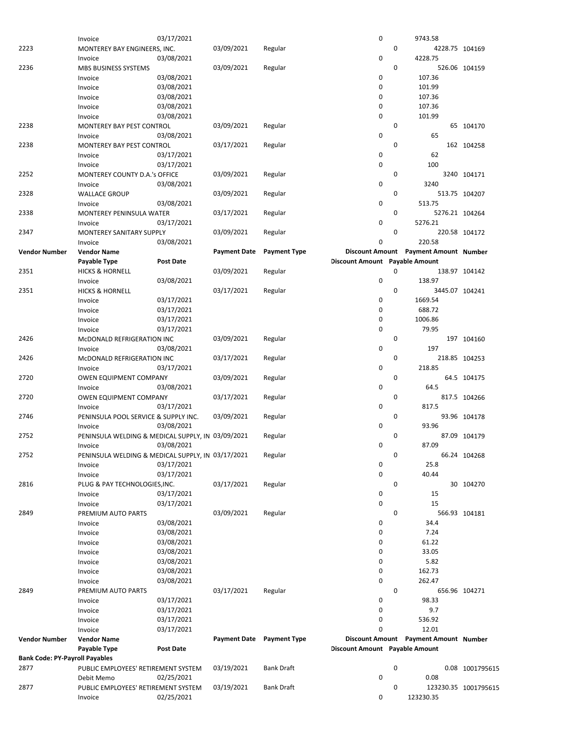| Vendor Number | Vendor Name | | Payment Date | Payment Type | Discount Amount | Payment Amount | Number |
|---|---|---|---|---|---|---|---|
| | Payable Type | Post Date | | | Discount Amount | Payable Amount | |
| | Invoice | 03/17/2021 | | | 0 | 9743.58 | |
| 2223 | MONTEREY BAY ENGINEERS, INC. | | 03/09/2021 | Regular | 0 | 4228.75 | 104169 |
| | Invoice | 03/08/2021 | | | 0 | 4228.75 | |
| 2236 | MBS BUSINESS SYSTEMS | | 03/09/2021 | Regular | 0 | 526.06 | 104159 |
| | Invoice | 03/08/2021 | | | 0 | 107.36 | |
| | Invoice | 03/08/2021 | | | 0 | 101.99 | |
| | Invoice | 03/08/2021 | | | 0 | 107.36 | |
| | Invoice | 03/08/2021 | | | 0 | 107.36 | |
| | Invoice | 03/08/2021 | | | 0 | 101.99 | |
| 2238 | MONTEREY BAY PEST CONTROL | | 03/09/2021 | Regular | 0 | 65 | 104170 |
| | Invoice | 03/08/2021 | | | 0 | 65 | |
| 2238 | MONTEREY BAY PEST CONTROL | | 03/17/2021 | Regular | 0 | 162 | 104258 |
| | Invoice | 03/17/2021 | | | 0 | 62 | |
| | Invoice | 03/17/2021 | | | 0 | 100 | |
| 2252 | MONTEREY COUNTY D.A.'s OFFICE | | 03/09/2021 | Regular | 0 | 3240 | 104171 |
| | Invoice | 03/08/2021 | | | 0 | 3240 | |
| 2328 | WALLACE GROUP | | 03/09/2021 | Regular | 0 | 513.75 | 104207 |
| | Invoice | 03/08/2021 | | | 0 | 513.75 | |
| 2338 | MONTEREY PENINSULA WATER | | 03/17/2021 | Regular | 0 | 5276.21 | 104264 |
| | Invoice | 03/17/2021 | | | 0 | 5276.21 | |
| 2347 | MONTEREY SANITARY SUPPLY | | 03/09/2021 | Regular | 0 | 220.58 | 104172 |
| | Invoice | 03/08/2021 | | | 0 | 220.58 | |

| Vendor Number | Vendor Name | | Payment Date | Payment Type | Discount Amount | Payment Amount | Number |
|---|---|---|---|---|---|---|---|
| | Payable Type | Post Date | | | Discount Amount | Payable Amount | |
| 2351 | HICKS & HORNELL | | 03/09/2021 | Regular | 0 | 138.97 | 104142 |
| | Invoice | 03/08/2021 | | | 0 | 138.97 | |
| 2351 | HICKS & HORNELL | | 03/17/2021 | Regular | 0 | 3445.07 | 104241 |
| | Invoice | 03/17/2021 | | | 0 | 1669.54 | |
| | Invoice | 03/17/2021 | | | 0 | 688.72 | |
| | Invoice | 03/17/2021 | | | 0 | 1006.86 | |
| | Invoice | 03/17/2021 | | | 0 | 79.95 | |
| 2426 | McDONALD REFRIGERATION INC | | 03/09/2021 | Regular | 0 | 197 | 104160 |
| | Invoice | 03/08/2021 | | | 0 | 197 | |
| 2426 | McDONALD REFRIGERATION INC | | 03/17/2021 | Regular | 0 | 218.85 | 104253 |
| | Invoice | 03/17/2021 | | | 0 | 218.85 | |
| 2720 | OWEN EQUIPMENT COMPANY | | 03/09/2021 | Regular | 0 | 64.5 | 104175 |
| | Invoice | 03/08/2021 | | | 0 | 64.5 | |
| 2720 | OWEN EQUIPMENT COMPANY | | 03/17/2021 | Regular | 0 | 817.5 | 104266 |
| | Invoice | 03/17/2021 | | | 0 | 817.5 | |
| 2746 | PENINSULA POOL SERVICE & SUPPLY INC. | | 03/09/2021 | Regular | 0 | 93.96 | 104178 |
| | Invoice | 03/08/2021 | | | 0 | 93.96 | |
| 2752 | PENINSULA WELDING & MEDICAL SUPPLY, IN | | 03/09/2021 | Regular | 0 | 87.09 | 104179 |
| | Invoice | 03/08/2021 | | | 0 | 87.09 | |
| 2752 | PENINSULA WELDING & MEDICAL SUPPLY, IN | | 03/17/2021 | Regular | 0 | 66.24 | 104268 |
| | Invoice | 03/17/2021 | | | 0 | 25.8 | |
| | Invoice | 03/17/2021 | | | 0 | 40.44 | |
| 2816 | PLUG & PAY TECHNOLOGIES,INC. | | 03/17/2021 | Regular | 0 | 30 | 104270 |
| | Invoice | 03/17/2021 | | | 0 | 15 | |
| | Invoice | 03/17/2021 | | | 0 | 15 | |
| 2849 | PREMIUM AUTO PARTS | | 03/09/2021 | Regular | 0 | 566.93 | 104181 |
| | Invoice | 03/08/2021 | | | 0 | 34.4 | |
| | Invoice | 03/08/2021 | | | 0 | 7.24 | |
| | Invoice | 03/08/2021 | | | 0 | 61.22 | |
| | Invoice | 03/08/2021 | | | 0 | 33.05 | |
| | Invoice | 03/08/2021 | | | 0 | 5.82 | |
| | Invoice | 03/08/2021 | | | 0 | 162.73 | |
| | Invoice | 03/08/2021 | | | 0 | 262.47 | |
| 2849 | PREMIUM AUTO PARTS | | 03/17/2021 | Regular | 0 | 656.96 | 104271 |
| | Invoice | 03/17/2021 | | | 0 | 98.33 | |
| | Invoice | 03/17/2021 | | | 0 | 9.7 | |
| | Invoice | 03/17/2021 | | | 0 | 536.92 | |
| | Invoice | 03/17/2021 | | | 0 | 12.01 | |

| Vendor Number | Vendor Name | | Payment Date | Payment Type | Discount Amount | Payment Amount | Number |
|---|---|---|---|---|---|---|---|
| | Payable Type | Post Date | | | Discount Amount | Payable Amount | |
| **Bank Code: PY-Payroll Payables** | | | | | | | |
| 2877 | PUBLIC EMPLOYEES' RETIREMENT SYSTEM | | 03/19/2021 | Bank Draft | 0 | 0.08 | 1001795615 |
| | Debit Memo | 02/25/2021 | | | 0 | 0.08 | |
| 2877 | PUBLIC EMPLOYEES' RETIREMENT SYSTEM | | 03/19/2021 | Bank Draft | 0 | 123230.35 | 1001795615 |
| | Invoice | 02/25/2021 | | | 0 | 123230.35 | |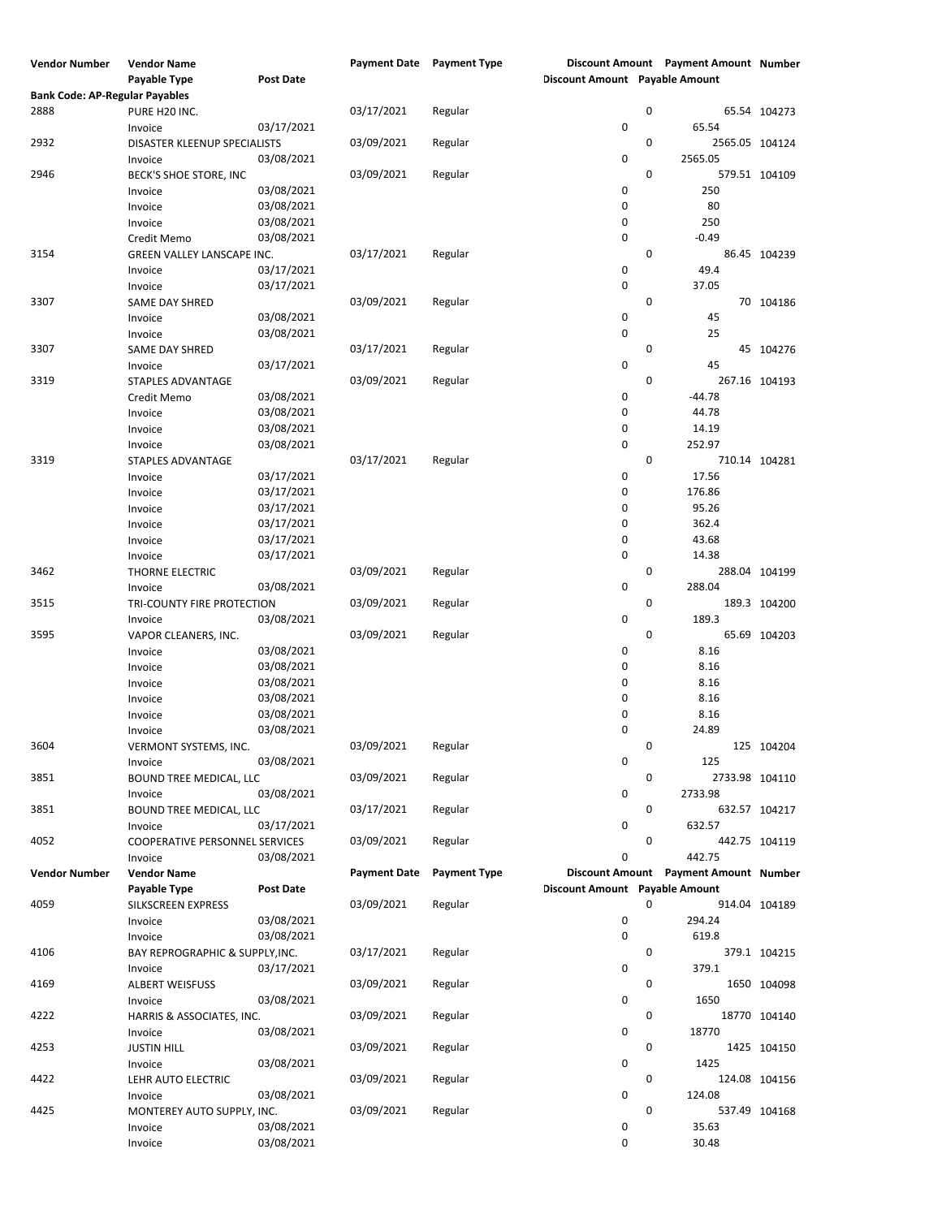| Vendor Number | Vendor Name | | Payment Date | Payment Type | Discount Amount | Payment Amount | Number |
|---|---|---|---|---|---|---|---|
| | Payable Type | Post Date | | | Discount Amount | Payable Amount | |
| **Bank Code: AP-Regular Payables** | | | | | | | |
| 2888 | PURE H20 INC. | | 03/17/2021 | Regular | 0 | 65.54 | 104273 |
| | Invoice | 03/17/2021 | | | 0 | 65.54 | |
| 2932 | DISASTER KLEENUP SPECIALISTS | | 03/09/2021 | Regular | 0 | 2565.05 | 104124 |
| | Invoice | 03/08/2021 | | | 0 | 2565.05 | |
| 2946 | BECK'S SHOE STORE, INC | | 03/09/2021 | Regular | 0 | 579.51 | 104109 |
| | Invoice | 03/08/2021 | | | 0 | 250 | |
| | Invoice | 03/08/2021 | | | 0 | 80 | |
| | Invoice | 03/08/2021 | | | 0 | 250 | |
| | Credit Memo | 03/08/2021 | | | 0 | -0.49 | |
| 3154 | GREEN VALLEY LANSCAPE INC. | | 03/17/2021 | Regular | 0 | 86.45 | 104239 |
| | Invoice | 03/17/2021 | | | 0 | 49.4 | |
| | Invoice | 03/17/2021 | | | 0 | 37.05 | |
| 3307 | SAME DAY SHRED | | 03/09/2021 | Regular | 0 | 70 | 104186 |
| | Invoice | 03/08/2021 | | | 0 | 45 | |
| | Invoice | 03/08/2021 | | | 0 | 25 | |
| 3307 | SAME DAY SHRED | | 03/17/2021 | Regular | 0 | 45 | 104276 |
| | Invoice | 03/17/2021 | | | 0 | 45 | |
| 3319 | STAPLES ADVANTAGE | | 03/09/2021 | Regular | 0 | 267.16 | 104193 |
| | Credit Memo | 03/08/2021 | | | 0 | -44.78 | |
| | Invoice | 03/08/2021 | | | 0 | 44.78 | |
| | Invoice | 03/08/2021 | | | 0 | 14.19 | |
| | Invoice | 03/08/2021 | | | 0 | 252.97 | |
| 3319 | STAPLES ADVANTAGE | | 03/17/2021 | Regular | 0 | 710.14 | 104281 |
| | Invoice | 03/17/2021 | | | 0 | 17.56 | |
| | Invoice | 03/17/2021 | | | 0 | 176.86 | |
| | Invoice | 03/17/2021 | | | 0 | 95.26 | |
| | Invoice | 03/17/2021 | | | 0 | 362.4 | |
| | Invoice | 03/17/2021 | | | 0 | 43.68 | |
| | Invoice | 03/17/2021 | | | 0 | 14.38 | |
| 3462 | THORNE ELECTRIC | | 03/09/2021 | Regular | 0 | 288.04 | 104199 |
| | Invoice | 03/08/2021 | | | 0 | 288.04 | |
| 3515 | TRI-COUNTY FIRE PROTECTION | | 03/09/2021 | Regular | 0 | 189.3 | 104200 |
| | Invoice | 03/08/2021 | | | 0 | 189.3 | |
| 3595 | VAPOR CLEANERS, INC. | | 03/09/2021 | Regular | 0 | 65.69 | 104203 |
| | Invoice | 03/08/2021 | | | 0 | 8.16 | |
| | Invoice | 03/08/2021 | | | 0 | 8.16 | |
| | Invoice | 03/08/2021 | | | 0 | 8.16 | |
| | Invoice | 03/08/2021 | | | 0 | 8.16 | |
| | Invoice | 03/08/2021 | | | 0 | 8.16 | |
| | Invoice | 03/08/2021 | | | 0 | 24.89 | |
| 3604 | VERMONT SYSTEMS, INC. | | 03/09/2021 | Regular | 0 | 125 | 104204 |
| | Invoice | 03/08/2021 | | | 0 | 125 | |
| 3851 | BOUND TREE MEDICAL, LLC | | 03/09/2021 | Regular | 0 | 2733.98 | 104110 |
| | Invoice | 03/08/2021 | | | 0 | 2733.98 | |
| 3851 | BOUND TREE MEDICAL, LLC | | 03/17/2021 | Regular | 0 | 632.57 | 104217 |
| | Invoice | 03/17/2021 | | | 0 | 632.57 | |
| 4052 | COOPERATIVE PERSONNEL SERVICES | | 03/09/2021 | Regular | 0 | 442.75 | 104119 |
| | Invoice | 03/08/2021 | | | 0 | 442.75 | |

| Vendor Number | Vendor Name | | Payment Date | Payment Type | Discount Amount | Payment Amount | Number |
|---|---|---|---|---|---|---|---|
| | Payable Type | Post Date | | | Discount Amount | Payable Amount | |
| 4059 | SILKSCREEN EXPRESS | | 03/09/2021 | Regular | 0 | 914.04 | 104189 |
| | Invoice | 03/08/2021 | | | 0 | 294.24 | |
| | Invoice | 03/08/2021 | | | 0 | 619.8 | |
| 4106 | BAY REPROGRAPHIC & SUPPLY,INC. | | 03/17/2021 | Regular | 0 | 379.1 | 104215 |
| | Invoice | 03/17/2021 | | | 0 | 379.1 | |
| 4169 | ALBERT WEISFUSS | | 03/09/2021 | Regular | 0 | 1650 | 104098 |
| | Invoice | 03/08/2021 | | | 0 | 1650 | |
| 4222 | HARRIS & ASSOCIATES, INC. | | 03/09/2021 | Regular | 0 | 18770 | 104140 |
| | Invoice | 03/08/2021 | | | 0 | 18770 | |
| 4253 | JUSTIN HILL | | 03/09/2021 | Regular | 0 | 1425 | 104150 |
| | Invoice | 03/08/2021 | | | 0 | 1425 | |
| 4422 | LEHR AUTO ELECTRIC | | 03/09/2021 | Regular | 0 | 124.08 | 104156 |
| | Invoice | 03/08/2021 | | | 0 | 124.08 | |
| 4425 | MONTEREY AUTO SUPPLY, INC. | | 03/09/2021 | Regular | 0 | 537.49 | 104168 |
| | Invoice | 03/08/2021 | | | 0 | 35.63 | |
| | Invoice | 03/08/2021 | | | 0 | 30.48 | |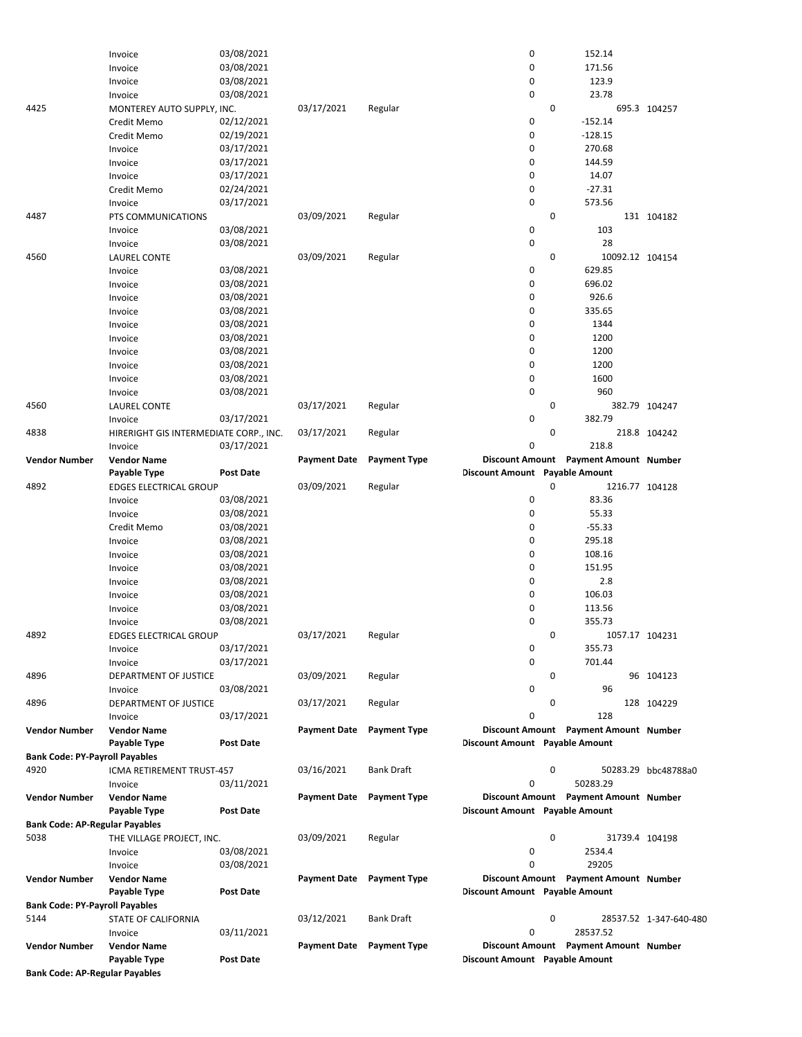| Vendor Number | Vendor Name | | Payment Date | Payment Type | Discount Amount | Payment Amount | Number |
|---|---|---|---|---|---|---|---|
| | Payable Type | Post Date | | | Discount Amount | Payable Amount | |
| | Invoice | 03/08/2021 | | | 0 | 152.14 | |
| | Invoice | 03/08/2021 | | | 0 | 171.56 | |
| | Invoice | 03/08/2021 | | | 0 | 123.9 | |
| | Invoice | 03/08/2021 | | | 0 | 23.78 | |
| 4425 | MONTEREY AUTO SUPPLY, INC. | | 03/17/2021 | Regular | 0 | 695.3 | 104257 |
| | Credit Memo | 02/12/2021 | | | 0 | -152.14 | |
| | Credit Memo | 02/19/2021 | | | 0 | -128.15 | |
| | Invoice | 03/17/2021 | | | 0 | 270.68 | |
| | Invoice | 03/17/2021 | | | 0 | 144.59 | |
| | Invoice | 03/17/2021 | | | 0 | 14.07 | |
| | Credit Memo | 02/24/2021 | | | 0 | -27.31 | |
| | Invoice | 03/17/2021 | | | 0 | 573.56 | |
| 4487 | PTS COMMUNICATIONS | | 03/09/2021 | Regular | 0 | 131 | 104182 |
| | Invoice | 03/08/2021 | | | 0 | 103 | |
| | Invoice | 03/08/2021 | | | 0 | 28 | |
| 4560 | LAUREL CONTE | | 03/09/2021 | Regular | 0 | 10092.12 | 104154 |
| | Invoice | 03/08/2021 | | | 0 | 629.85 | |
| | Invoice | 03/08/2021 | | | 0 | 696.02 | |
| | Invoice | 03/08/2021 | | | 0 | 926.6 | |
| | Invoice | 03/08/2021 | | | 0 | 335.65 | |
| | Invoice | 03/08/2021 | | | 0 | 1344 | |
| | Invoice | 03/08/2021 | | | 0 | 1200 | |
| | Invoice | 03/08/2021 | | | 0 | 1200 | |
| | Invoice | 03/08/2021 | | | 0 | 1200 | |
| | Invoice | 03/08/2021 | | | 0 | 1600 | |
| | Invoice | 03/08/2021 | | | 0 | 960 | |
| 4560 | LAUREL CONTE | | 03/17/2021 | Regular | 0 | 382.79 | 104247 |
| | Invoice | 03/17/2021 | | | 0 | 382.79 | |
| 4838 | HIRERIGHT GIS INTERMEDIATE CORP., INC. | | 03/17/2021 | Regular | 0 | 218.8 | 104242 |
| | Invoice | 03/17/2021 | | | 0 | 218.8 | |
| **Vendor Number** | **Vendor Name** | | **Payment Date** | **Payment Type** | **Discount Amount** | **Payment Amount** | **Number** |
| | **Payable Type** | **Post Date** | | | **Discount Amount** | **Payable Amount** | |
| 4892 | EDGES ELECTRICAL GROUP | | 03/09/2021 | Regular | 0 | 1216.77 | 104128 |
| | Invoice | 03/08/2021 | | | 0 | 83.36 | |
| | Invoice | 03/08/2021 | | | 0 | 55.33 | |
| | Credit Memo | 03/08/2021 | | | 0 | -55.33 | |
| | Invoice | 03/08/2021 | | | 0 | 295.18 | |
| | Invoice | 03/08/2021 | | | 0 | 108.16 | |
| | Invoice | 03/08/2021 | | | 0 | 151.95 | |
| | Invoice | 03/08/2021 | | | 0 | 2.8 | |
| | Invoice | 03/08/2021 | | | 0 | 106.03 | |
| | Invoice | 03/08/2021 | | | 0 | 113.56 | |
| | Invoice | 03/08/2021 | | | 0 | 355.73 | |
| 4892 | EDGES ELECTRICAL GROUP | | 03/17/2021 | Regular | 0 | 1057.17 | 104231 |
| | Invoice | 03/17/2021 | | | 0 | 355.73 | |
| | Invoice | 03/17/2021 | | | 0 | 701.44 | |
| 4896 | DEPARTMENT OF JUSTICE | | 03/09/2021 | Regular | 0 | 96 | 104123 |
| | Invoice | 03/08/2021 | | | 0 | 96 | |
| 4896 | DEPARTMENT OF JUSTICE | | 03/17/2021 | Regular | 0 | 128 | 104229 |
| | Invoice | 03/17/2021 | | | 0 | 128 | |
| **Vendor Number** | **Vendor Name** | | **Payment Date** | **Payment Type** | **Discount Amount** | **Payment Amount** | **Number** |
| | **Payable Type** | **Post Date** | | | **Discount Amount** | **Payable Amount** | |
| **Bank Code: PY-Payroll Payables** | | | | | | | |
| 4920 | ICMA RETIREMENT TRUST-457 | | 03/16/2021 | Bank Draft | 0 | 50283.29 | bbc48788a0 |
| | Invoice | 03/11/2021 | | | 0 | 50283.29 | |
| **Vendor Number** | **Vendor Name** | | **Payment Date** | **Payment Type** | **Discount Amount** | **Payment Amount** | **Number** |
| | **Payable Type** | **Post Date** | | | **Discount Amount** | **Payable Amount** | |
| **Bank Code: AP-Regular Payables** | | | | | | | |
| 5038 | THE VILLAGE PROJECT, INC. | | 03/09/2021 | Regular | 0 | 31739.4 | 104198 |
| | Invoice | 03/08/2021 | | | 0 | 2534.4 | |
| | Invoice | 03/08/2021 | | | 0 | 29205 | |
| **Vendor Number** | **Vendor Name** | | **Payment Date** | **Payment Type** | **Discount Amount** | **Payment Amount** | **Number** |
| | **Payable Type** | **Post Date** | | | **Discount Amount** | **Payable Amount** | |
| **Bank Code: PY-Payroll Payables** | | | | | | | |
| 5144 | STATE OF CALIFORNIA | | 03/12/2021 | Bank Draft | 0 | 28537.52 | 1-347-640-480 |
| | Invoice | 03/11/2021 | | | 0 | 28537.52 | |
| **Vendor Number** | **Vendor Name** | | **Payment Date** | **Payment Type** | **Discount Amount** | **Payment Amount** | **Number** |
| | **Payable Type** | **Post Date** | | | **Discount Amount** | **Payable Amount** | |
| **Bank Code: AP-Regular Payables** | | | | | | | |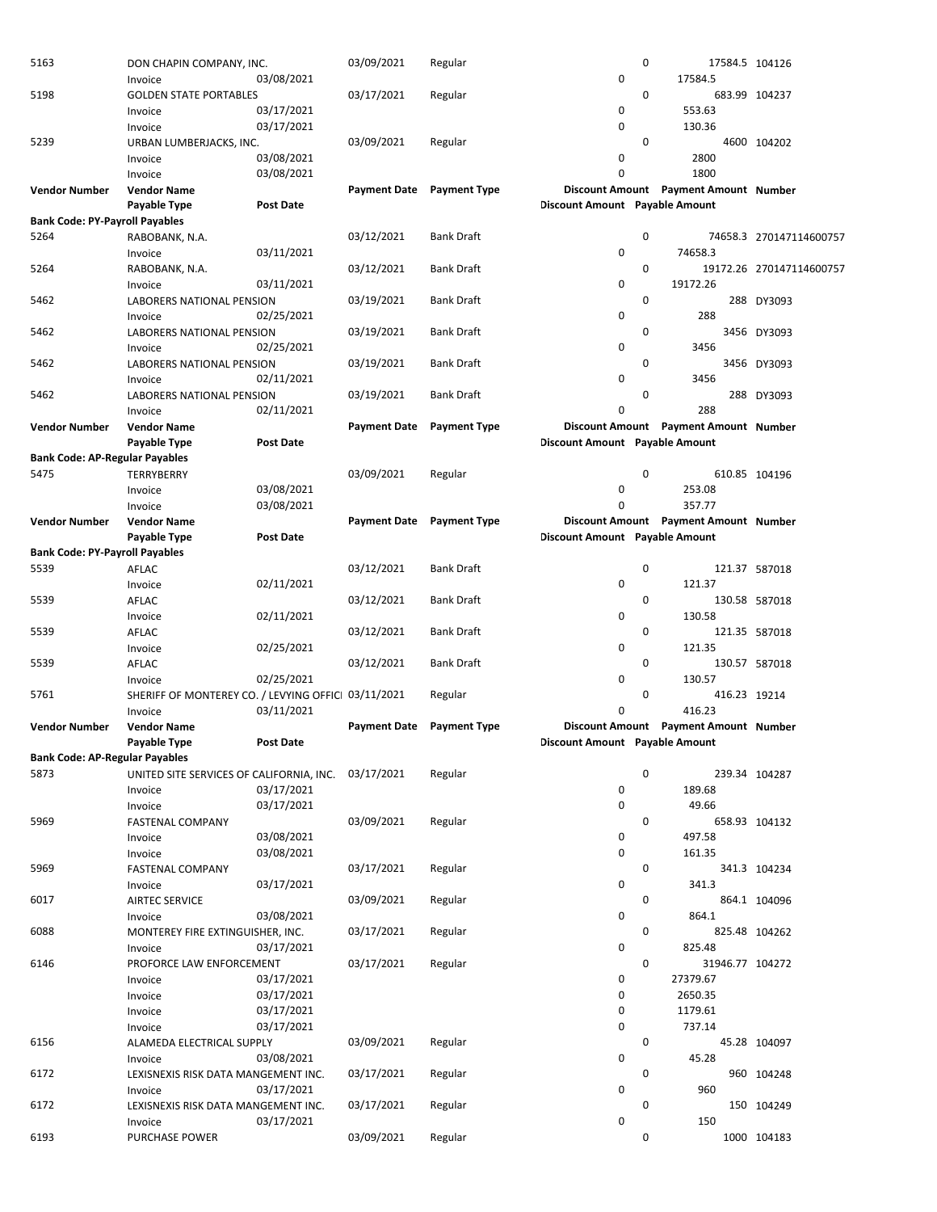| Vendor Number | Vendor Name | | Payment Date | Payment Type | Discount Amount | Payment Amount | Number |
|---|---|---|---|---|---|---|---|
| | Payable Type | Post Date | | | Discount Amount | Payable Amount | |
| 5163 | DON CHAPIN COMPANY, INC. | | 03/09/2021 | Regular | 0 | 17584.5 | 104126 |
| | Invoice | 03/08/2021 | | | 0 | 17584.5 | |
| 5198 | GOLDEN STATE PORTABLES | | 03/17/2021 | Regular | 0 | 683.99 | 104237 |
| | Invoice | 03/17/2021 | | | 0 | 553.63 | |
| | Invoice | 03/17/2021 | | | 0 | 130.36 | |
| 5239 | URBAN LUMBERJACKS, INC. | | 03/09/2021 | Regular | 0 | 4600 | 104202 |
| | Invoice | 03/08/2021 | | | 0 | 2800 | |
| | Invoice | 03/08/2021 | | | 0 | 1800 | |

| Vendor Number | Vendor Name | | Payment Date | Payment Type | Discount Amount | Payment Amount | Number |
|---|---|---|---|---|---|---|---|
| | Payable Type | Post Date | | | Discount Amount | Payable Amount | |
| **Bank Code: PY-Payroll Payables** | | | | | | | |
| 5264 | RABOBANK, N.A. | | 03/12/2021 | Bank Draft | 0 | 74658.3 | 270147114600757 |
| | Invoice | 03/11/2021 | | | 0 | 74658.3 | |
| 5264 | RABOBANK, N.A. | | 03/12/2021 | Bank Draft | 0 | 19172.26 | 270147114600757 |
| | Invoice | 03/11/2021 | | | 0 | 19172.26 | |
| 5462 | LABORERS NATIONAL PENSION | | 03/19/2021 | Bank Draft | 0 | 288 | DY3093 |
| | Invoice | 02/25/2021 | | | 0 | 288 | |
| 5462 | LABORERS NATIONAL PENSION | | 03/19/2021 | Bank Draft | 0 | 3456 | DY3093 |
| | Invoice | 02/25/2021 | | | 0 | 3456 | |
| 5462 | LABORERS NATIONAL PENSION | | 03/19/2021 | Bank Draft | 0 | 3456 | DY3093 |
| | Invoice | 02/11/2021 | | | 0 | 3456 | |
| 5462 | LABORERS NATIONAL PENSION | | 03/19/2021 | Bank Draft | 0 | 288 | DY3093 |
| | Invoice | 02/11/2021 | | | 0 | 288 | |

| Vendor Number | Vendor Name | | Payment Date | Payment Type | Discount Amount | Payment Amount | Number |
|---|---|---|---|---|---|---|---|
| | Payable Type | Post Date | | | Discount Amount | Payable Amount | |
| **Bank Code: AP-Regular Payables** | | | | | | | |
| 5475 | TERRYBERRY | | 03/09/2021 | Regular | 0 | 610.85 | 104196 |
| | Invoice | 03/08/2021 | | | 0 | 253.08 | |
| | Invoice | 03/08/2021 | | | 0 | 357.77 | |

| Vendor Number | Vendor Name | | Payment Date | Payment Type | Discount Amount | Payment Amount | Number |
|---|---|---|---|---|---|---|---|
| | Payable Type | Post Date | | | Discount Amount | Payable Amount | |
| **Bank Code: PY-Payroll Payables** | | | | | | | |
| 5539 | AFLAC | | 03/12/2021 | Bank Draft | 0 | 121.37 | 587018 |
| | Invoice | 02/11/2021 | | | 0 | 121.37 | |
| 5539 | AFLAC | | 03/12/2021 | Bank Draft | 0 | 130.58 | 587018 |
| | Invoice | 02/11/2021 | | | 0 | 130.58 | |
| 5539 | AFLAC | | 03/12/2021 | Bank Draft | 0 | 121.35 | 587018 |
| | Invoice | 02/25/2021 | | | 0 | 121.35 | |
| 5539 | AFLAC | | 03/12/2021 | Bank Draft | 0 | 130.57 | 587018 |
| | Invoice | 02/25/2021 | | | 0 | 130.57 | |
| 5761 | SHERIFF OF MONTEREY CO. / LEVYING OFFICI | | 03/11/2021 | Regular | 0 | 416.23 | 19214 |
| | Invoice | 03/11/2021 | | | 0 | 416.23 | |

| Vendor Number | Vendor Name | | Payment Date | Payment Type | Discount Amount | Payment Amount | Number |
|---|---|---|---|---|---|---|---|
| | Payable Type | Post Date | | | Discount Amount | Payable Amount | |
| **Bank Code: AP-Regular Payables** | | | | | | | |
| 5873 | UNITED SITE SERVICES OF CALIFORNIA, INC. | | 03/17/2021 | Regular | 0 | 239.34 | 104287 |
| | Invoice | 03/17/2021 | | | 0 | 189.68 | |
| | Invoice | 03/17/2021 | | | 0 | 49.66 | |
| 5969 | FASTENAL COMPANY | | 03/09/2021 | Regular | 0 | 658.93 | 104132 |
| | Invoice | 03/08/2021 | | | 0 | 497.58 | |
| | Invoice | 03/08/2021 | | | 0 | 161.35 | |
| 5969 | FASTENAL COMPANY | | 03/17/2021 | Regular | 0 | 341.3 | 104234 |
| | Invoice | 03/17/2021 | | | 0 | 341.3 | |
| 6017 | AIRTEC SERVICE | | 03/09/2021 | Regular | 0 | 864.1 | 104096 |
| | Invoice | 03/08/2021 | | | 0 | 864.1 | |
| 6088 | MONTEREY FIRE EXTINGUISHER, INC. | | 03/17/2021 | Regular | 0 | 825.48 | 104262 |
| | Invoice | 03/17/2021 | | | 0 | 825.48 | |
| 6146 | PROFORCE LAW ENFORCEMENT | | 03/17/2021 | Regular | 0 | 31946.77 | 104272 |
| | Invoice | 03/17/2021 | | | 0 | 27379.67 | |
| | Invoice | 03/17/2021 | | | 0 | 2650.35 | |
| | Invoice | 03/17/2021 | | | 0 | 1179.61 | |
| | Invoice | 03/17/2021 | | | 0 | 737.14 | |
| 6156 | ALAMEDA ELECTRICAL SUPPLY | | 03/09/2021 | Regular | 0 | 45.28 | 104097 |
| | Invoice | 03/08/2021 | | | 0 | 45.28 | |
| 6172 | LEXISNEXIS RISK DATA MANGEMENT INC. | | 03/17/2021 | Regular | 0 | 960 | 104248 |
| | Invoice | 03/17/2021 | | | 0 | 960 | |
| 6172 | LEXISNEXIS RISK DATA MANGEMENT INC. | | 03/17/2021 | Regular | 0 | 150 | 104249 |
| | Invoice | 03/17/2021 | | | 0 | 150 | |
| 6193 | PURCHASE POWER | | 03/09/2021 | Regular | 0 | 1000 | 104183 |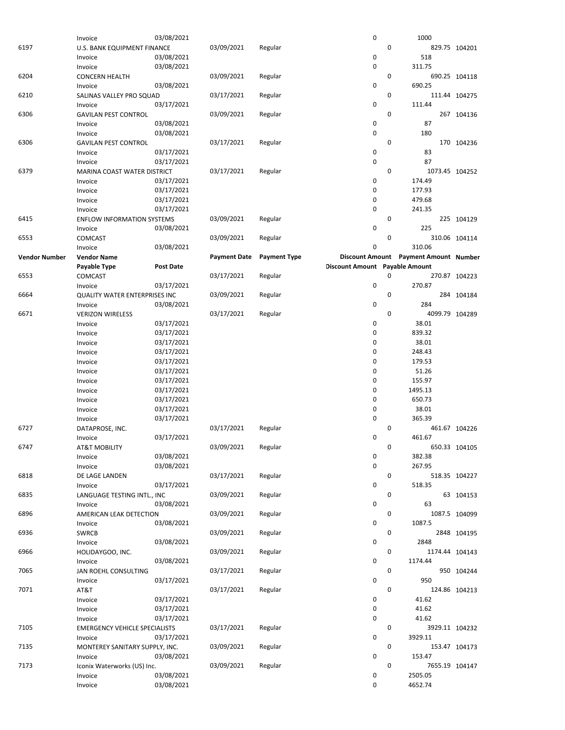| Vendor Number | Vendor Name | Payment Date | Payment Type | Discount Amount | Payment Amount | Number |
|---|---|---|---|---|---|---|
| | Payable Type | Post Date | | Discount Amount | Payable Amount | |
| | Invoice | 03/08/2021 | | 0 | 1000 | |
| 6197 | U.S. BANK EQUIPMENT FINANCE | 03/09/2021 | Regular | 0 | 829.75 | 104201 |
| | Invoice | 03/08/2021 | | 0 | 518 | |
| | Invoice | 03/08/2021 | | 0 | 311.75 | |
| 6204 | CONCERN HEALTH | 03/09/2021 | Regular | 0 | 690.25 | 104118 |
| | Invoice | 03/08/2021 | | 0 | 690.25 | |
| 6210 | SALINAS VALLEY PRO SQUAD | 03/17/2021 | Regular | 0 | 111.44 | 104275 |
| | Invoice | 03/17/2021 | | 0 | 111.44 | |
| 6306 | GAVILAN PEST CONTROL | 03/09/2021 | Regular | 0 | 267 | 104136 |
| | Invoice | 03/08/2021 | | 0 | 87 | |
| | Invoice | 03/08/2021 | | 0 | 180 | |
| 6306 | GAVILAN PEST CONTROL | 03/17/2021 | Regular | 0 | 170 | 104236 |
| | Invoice | 03/17/2021 | | 0 | 83 | |
| | Invoice | 03/17/2021 | | 0 | 87 | |
| 6379 | MARINA COAST WATER DISTRICT | 03/17/2021 | Regular | 0 | 1073.45 | 104252 |
| | Invoice | 03/17/2021 | | 0 | 174.49 | |
| | Invoice | 03/17/2021 | | 0 | 177.93 | |
| | Invoice | 03/17/2021 | | 0 | 479.68 | |
| | Invoice | 03/17/2021 | | 0 | 241.35 | |
| 6415 | ENFLOW INFORMATION SYSTEMS | 03/09/2021 | Regular | 0 | 225 | 104129 |
| | Invoice | 03/08/2021 | | 0 | 225 | |
| 6553 | COMCAST | 03/09/2021 | Regular | 0 | 310.06 | 104114 |
| | Invoice | 03/08/2021 | | 0 | 310.06 | |
| 6553 | COMCAST | 03/17/2021 | Regular | 0 | 270.87 | 104223 |
| | Invoice | 03/17/2021 | | 0 | 270.87 | |
| 6664 | QUALITY WATER ENTERPRISES INC | 03/09/2021 | Regular | 0 | 284 | 104184 |
| | Invoice | 03/08/2021 | | 0 | 284 | |
| 6671 | VERIZON WIRELESS | 03/17/2021 | Regular | 0 | 4099.79 | 104289 |
| | Invoice | 03/17/2021 | | 0 | 38.01 | |
| | Invoice | 03/17/2021 | | 0 | 839.32 | |
| | Invoice | 03/17/2021 | | 0 | 38.01 | |
| | Invoice | 03/17/2021 | | 0 | 248.43 | |
| | Invoice | 03/17/2021 | | 0 | 179.53 | |
| | Invoice | 03/17/2021 | | 0 | 51.26 | |
| | Invoice | 03/17/2021 | | 0 | 155.97 | |
| | Invoice | 03/17/2021 | | 0 | 1495.13 | |
| | Invoice | 03/17/2021 | | 0 | 650.73 | |
| | Invoice | 03/17/2021 | | 0 | 38.01 | |
| | Invoice | 03/17/2021 | | 0 | 365.39 | |
| 6727 | DATAPROSE, INC. | 03/17/2021 | Regular | 0 | 461.67 | 104226 |
| | Invoice | 03/17/2021 | | 0 | 461.67 | |
| 6747 | AT&T MOBILITY | 03/09/2021 | Regular | 0 | 650.33 | 104105 |
| | Invoice | 03/08/2021 | | 0 | 382.38 | |
| | Invoice | 03/08/2021 | | 0 | 267.95 | |
| 6818 | DE LAGE LANDEN | 03/17/2021 | Regular | 0 | 518.35 | 104227 |
| | Invoice | 03/17/2021 | | 0 | 518.35 | |
| 6835 | LANGUAGE TESTING INTL., INC | 03/09/2021 | Regular | 0 | 63 | 104153 |
| | Invoice | 03/08/2021 | | 0 | 63 | |
| 6896 | AMERICAN LEAK DETECTION | 03/09/2021 | Regular | 0 | 1087.5 | 104099 |
| | Invoice | 03/08/2021 | | 0 | 1087.5 | |
| 6936 | SWRCB | 03/09/2021 | Regular | 0 | 2848 | 104195 |
| | Invoice | 03/08/2021 | | 0 | 2848 | |
| 6966 | HOLIDAYGOO, INC. | 03/09/2021 | Regular | 0 | 1174.44 | 104143 |
| | Invoice | 03/08/2021 | | 0 | 1174.44 | |
| 7065 | JAN ROEHL CONSULTING | 03/17/2021 | Regular | 0 | 950 | 104244 |
| | Invoice | 03/17/2021 | | 0 | 950 | |
| 7071 | AT&T | 03/17/2021 | Regular | 0 | 124.86 | 104213 |
| | Invoice | 03/17/2021 | | 0 | 41.62 | |
| | Invoice | 03/17/2021 | | 0 | 41.62 | |
| | Invoice | 03/17/2021 | | 0 | 41.62 | |
| 7105 | EMERGENCY VEHICLE SPECIALISTS | 03/17/2021 | Regular | 0 | 3929.11 | 104232 |
| | Invoice | 03/17/2021 | | 0 | 3929.11 | |
| 7135 | MONTEREY SANITARY SUPPLY, INC. | 03/09/2021 | Regular | 0 | 153.47 | 104173 |
| | Invoice | 03/08/2021 | | 0 | 153.47 | |
| 7173 | Iconix Waterworks (US) Inc. | 03/09/2021 | Regular | 0 | 7655.19 | 104147 |
| | Invoice | 03/08/2021 | | 0 | 2505.05 | |
| | Invoice | 03/08/2021 | | 0 | 4652.74 | |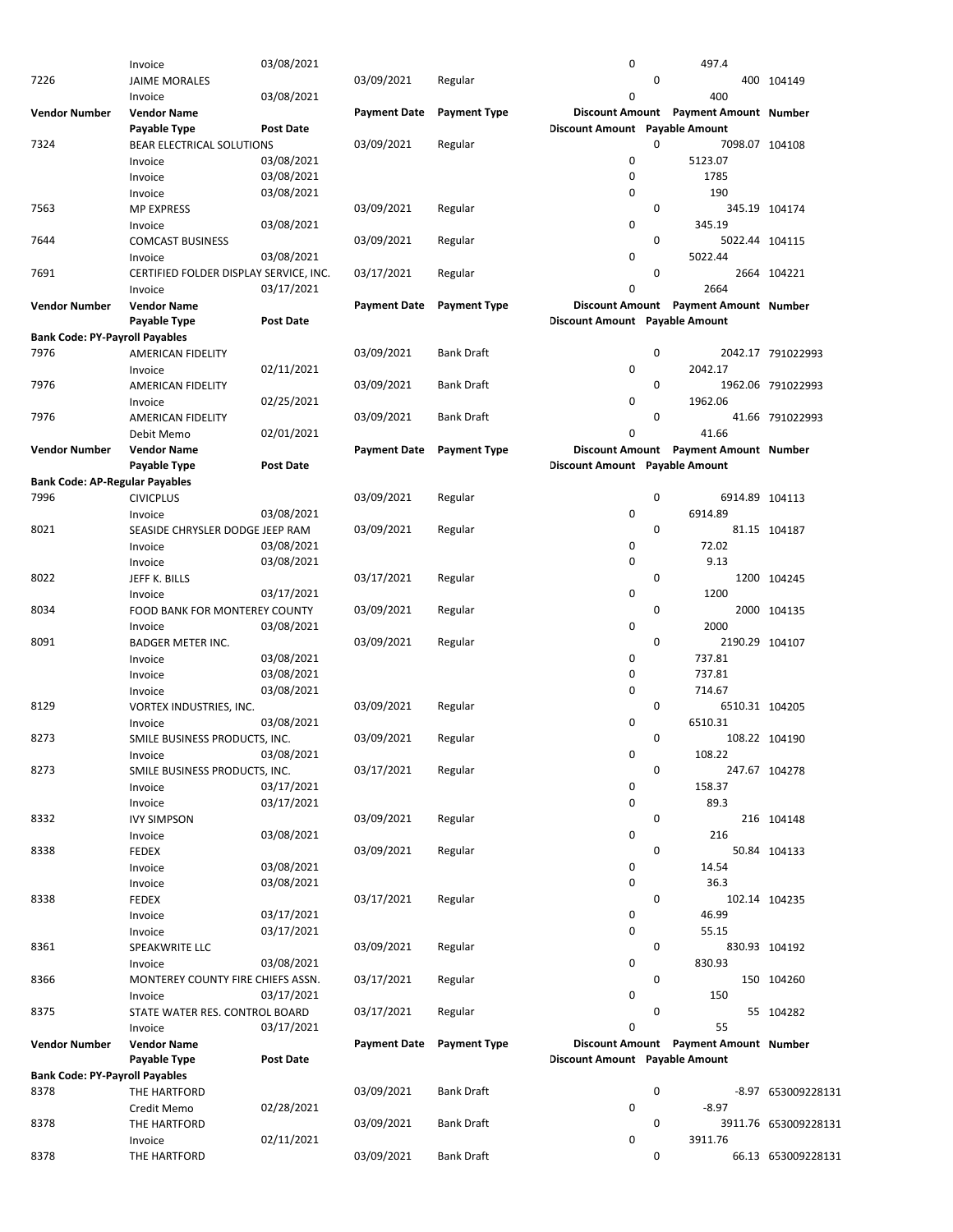| Vendor Number | Vendor Name | | Payment Date | Payment Type | Discount Amount | Payment Amount | Number |
|---|---|---|---|---|---|---|---|
| | Payable Type | Post Date | | | Discount Amount | Payable Amount | |
| | Invoice | 03/08/2021 | | | 0 | 497.4 | |
| 7226 | JAIME MORALES | | 03/09/2021 | Regular | 0 | 400 | 104149 |
| | Invoice | 03/08/2021 | | | 0 | 400 | |
| **Vendor Number** | **Vendor Name** | | **Payment Date** | **Payment Type** | **Discount Amount** | **Payment Amount** | **Number** |
| | **Payable Type** | **Post Date** | | | **Discount Amount** | **Payable Amount** | |
| 7324 | BEAR ELECTRICAL SOLUTIONS | | 03/09/2021 | Regular | 0 | 7098.07 | 104108 |
| | Invoice | 03/08/2021 | | | 0 | 5123.07 | |
| | Invoice | 03/08/2021 | | | 0 | 1785 | |
| | Invoice | 03/08/2021 | | | 0 | 190 | |
| 7563 | MP EXPRESS | | 03/09/2021 | Regular | 0 | 345.19 | 104174 |
| | Invoice | 03/08/2021 | | | 0 | 345.19 | |
| 7644 | COMCAST BUSINESS | | 03/09/2021 | Regular | 0 | 5022.44 | 104115 |
| | Invoice | 03/08/2021 | | | 0 | 5022.44 | |
| 7691 | CERTIFIED FOLDER DISPLAY SERVICE, INC. | | 03/17/2021 | Regular | 0 | 2664 | 104221 |
| | Invoice | 03/17/2021 | | | 0 | 2664 | |
| **Vendor Number** | **Vendor Name** | | **Payment Date** | **Payment Type** | **Discount Amount** | **Payment Amount** | **Number** |
| | **Payable Type** | **Post Date** | | | **Discount Amount** | **Payable Amount** | |
| **Bank Code: PY-Payroll Payables** | | | | | | | |
| 7976 | AMERICAN FIDELITY | | 03/09/2021 | Bank Draft | 0 | 2042.17 | 791022993 |
| | Invoice | 02/11/2021 | | | 0 | 2042.17 | |
| 7976 | AMERICAN FIDELITY | | 03/09/2021 | Bank Draft | 0 | 1962.06 | 791022993 |
| | Invoice | 02/25/2021 | | | 0 | 1962.06 | |
| 7976 | AMERICAN FIDELITY | | 03/09/2021 | Bank Draft | 0 | 41.66 | 791022993 |
| | Debit Memo | 02/01/2021 | | | 0 | 41.66 | |
| **Vendor Number** | **Vendor Name** | | **Payment Date** | **Payment Type** | **Discount Amount** | **Payment Amount** | **Number** |
| | **Payable Type** | **Post Date** | | | **Discount Amount** | **Payable Amount** | |
| **Bank Code: AP-Regular Payables** | | | | | | | |
| 7996 | CIVICPLUS | | 03/09/2021 | Regular | 0 | 6914.89 | 104113 |
| | Invoice | 03/08/2021 | | | 0 | 6914.89 | |
| 8021 | SEASIDE CHRYSLER DODGE JEEP RAM | | 03/09/2021 | Regular | 0 | 81.15 | 104187 |
| | Invoice | 03/08/2021 | | | 0 | 72.02 | |
| | Invoice | 03/08/2021 | | | 0 | 9.13 | |
| 8022 | JEFF K. BILLS | | 03/17/2021 | Regular | 0 | 1200 | 104245 |
| | Invoice | 03/17/2021 | | | 0 | 1200 | |
| 8034 | FOOD BANK FOR MONTEREY COUNTY | | 03/09/2021 | Regular | 0 | 2000 | 104135 |
| | Invoice | 03/08/2021 | | | 0 | 2000 | |
| 8091 | BADGER METER INC. | | 03/09/2021 | Regular | 0 | 2190.29 | 104107 |
| | Invoice | 03/08/2021 | | | 0 | 737.81 | |
| | Invoice | 03/08/2021 | | | 0 | 737.81 | |
| | Invoice | 03/08/2021 | | | 0 | 714.67 | |
| 8129 | VORTEX INDUSTRIES, INC. | | 03/09/2021 | Regular | 0 | 6510.31 | 104205 |
| | Invoice | 03/08/2021 | | | 0 | 6510.31 | |
| 8273 | SMILE BUSINESS PRODUCTS, INC. | | 03/09/2021 | Regular | 0 | 108.22 | 104190 |
| | Invoice | 03/08/2021 | | | 0 | 108.22 | |
| 8273 | SMILE BUSINESS PRODUCTS, INC. | | 03/17/2021 | Regular | 0 | 247.67 | 104278 |
| | Invoice | 03/17/2021 | | | 0 | 158.37 | |
| | Invoice | 03/17/2021 | | | 0 | 89.3 | |
| 8332 | IVY SIMPSON | | 03/09/2021 | Regular | 0 | 216 | 104148 |
| | Invoice | 03/08/2021 | | | 0 | 216 | |
| 8338 | FEDEX | | 03/09/2021 | Regular | 0 | 50.84 | 104133 |
| | Invoice | 03/08/2021 | | | 0 | 14.54 | |
| | Invoice | 03/08/2021 | | | 0 | 36.3 | |
| 8338 | FEDEX | | 03/17/2021 | Regular | 0 | 102.14 | 104235 |
| | Invoice | 03/17/2021 | | | 0 | 46.99 | |
| | Invoice | 03/17/2021 | | | 0 | 55.15 | |
| 8361 | SPEAKWRITE LLC | | 03/09/2021 | Regular | 0 | 830.93 | 104192 |
| | Invoice | 03/08/2021 | | | 0 | 830.93 | |
| 8366 | MONTEREY COUNTY FIRE CHIEFS ASSN. | | 03/17/2021 | Regular | 0 | 150 | 104260 |
| | Invoice | 03/17/2021 | | | 0 | 150 | |
| 8375 | STATE WATER RES. CONTROL BOARD | | 03/17/2021 | Regular | 0 | 55 | 104282 |
| | Invoice | 03/17/2021 | | | 0 | 55 | |
| **Vendor Number** | **Vendor Name** | | **Payment Date** | **Payment Type** | **Discount Amount** | **Payment Amount** | **Number** |
| | **Payable Type** | **Post Date** | | | **Discount Amount** | **Payable Amount** | |
| **Bank Code: PY-Payroll Payables** | | | | | | | |
| 8378 | THE HARTFORD | | 03/09/2021 | Bank Draft | 0 | -8.97 | 653009228131 |
| | Credit Memo | 02/28/2021 | | | 0 | -8.97 | |
| 8378 | THE HARTFORD | | 03/09/2021 | Bank Draft | 0 | 3911.76 | 653009228131 |
| | Invoice | 02/11/2021 | | | 0 | 3911.76 | |
| 8378 | THE HARTFORD | | 03/09/2021 | Bank Draft | 0 | 66.13 | 653009228131 |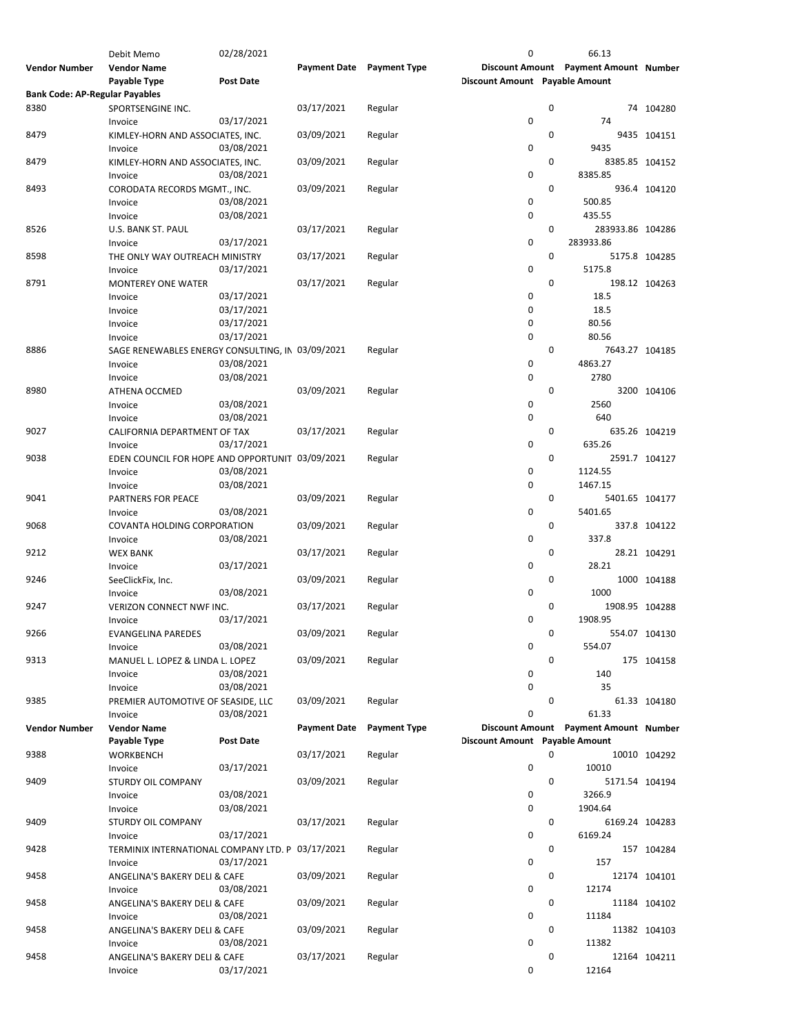| Vendor Number | Vendor Name | | Payment Date | Payment Type | Discount Amount | Payment Amount | Number |
|---|---|---|---|---|---|---|---|
| | Payable Type | Post Date | | | Discount Amount | Payable Amount | |
| | Debit Memo | 02/28/2021 | | | 0 | 66.13 | |
| **Bank Code: AP-Regular Payables** | | | | | | | |
| 8380 | SPORTSENGINE INC. | | 03/17/2021 | Regular | 0 | 74 | 104280 |
| | Invoice | 03/17/2021 | | | 0 | 74 | |
| 8479 | KIMLEY-HORN AND ASSOCIATES, INC. | | 03/09/2021 | Regular | 0 | 9435 | 104151 |
| | Invoice | 03/08/2021 | | | 0 | 9435 | |
| 8479 | KIMLEY-HORN AND ASSOCIATES, INC. | | 03/09/2021 | Regular | 0 | 8385.85 | 104152 |
| | Invoice | 03/08/2021 | | | 0 | 8385.85 | |
| 8493 | CORODATA RECORDS MGMT., INC. | | 03/09/2021 | Regular | 0 | 936.4 | 104120 |
| | Invoice | 03/08/2021 | | | 0 | 500.85 | |
| | Invoice | 03/08/2021 | | | 0 | 435.55 | |
| 8526 | U.S. BANK ST. PAUL | | 03/17/2021 | Regular | 0 | 283933.86 | 104286 |
| | Invoice | 03/17/2021 | | | 0 | 283933.86 | |
| 8598 | THE ONLY WAY OUTREACH MINISTRY | | 03/17/2021 | Regular | 0 | 5175.8 | 104285 |
| | Invoice | 03/17/2021 | | | 0 | 5175.8 | |
| 8791 | MONTEREY ONE WATER | | 03/17/2021 | Regular | 0 | 198.12 | 104263 |
| | Invoice | 03/17/2021 | | | 0 | 18.5 | |
| | Invoice | 03/17/2021 | | | 0 | 18.5 | |
| | Invoice | 03/17/2021 | | | 0 | 80.56 | |
| | Invoice | 03/17/2021 | | | 0 | 80.56 | |
| 8886 | SAGE RENEWABLES ENERGY CONSULTING, IN | | 03/09/2021 | Regular | 0 | 7643.27 | 104185 |
| | Invoice | 03/08/2021 | | | 0 | 4863.27 | |
| | Invoice | 03/08/2021 | | | 0 | 2780 | |
| 8980 | ATHENA OCCMED | | 03/09/2021 | Regular | 0 | 3200 | 104106 |
| | Invoice | 03/08/2021 | | | 0 | 2560 | |
| | Invoice | 03/08/2021 | | | 0 | 640 | |
| 9027 | CALIFORNIA DEPARTMENT OF TAX | | 03/17/2021 | Regular | 0 | 635.26 | 104219 |
| | Invoice | 03/17/2021 | | | 0 | 635.26 | |
| 9038 | EDEN COUNCIL FOR HOPE AND OPPORTUNIT | | 03/09/2021 | Regular | 0 | 2591.7 | 104127 |
| | Invoice | 03/08/2021 | | | 0 | 1124.55 | |
| | Invoice | 03/08/2021 | | | 0 | 1467.15 | |
| 9041 | PARTNERS FOR PEACE | | 03/09/2021 | Regular | 0 | 5401.65 | 104177 |
| | Invoice | 03/08/2021 | | | 0 | 5401.65 | |
| 9068 | COVANTA HOLDING CORPORATION | | 03/09/2021 | Regular | 0 | 337.8 | 104122 |
| | Invoice | 03/08/2021 | | | 0 | 337.8 | |
| 9212 | WEX BANK | | 03/17/2021 | Regular | 0 | 28.21 | 104291 |
| | Invoice | 03/17/2021 | | | 0 | 28.21 | |
| 9246 | SeeClickFix, Inc. | | 03/09/2021 | Regular | 0 | 1000 | 104188 |
| | Invoice | 03/08/2021 | | | 0 | 1000 | |
| 9247 | VERIZON CONNECT NWF INC. | | 03/17/2021 | Regular | 0 | 1908.95 | 104288 |
| | Invoice | 03/17/2021 | | | 0 | 1908.95 | |
| 9266 | EVANGELINA PAREDES | | 03/09/2021 | Regular | 0 | 554.07 | 104130 |
| | Invoice | 03/08/2021 | | | 0 | 554.07 | |
| 9313 | MANUEL L. LOPEZ & LINDA L. LOPEZ | | 03/09/2021 | Regular | 0 | 175 | 104158 |
| | Invoice | 03/08/2021 | | | 0 | 140 | |
| | Invoice | 03/08/2021 | | | 0 | 35 | |
| 9385 | PREMIER AUTOMOTIVE OF SEASIDE, LLC | | 03/09/2021 | Regular | 0 | 61.33 | 104180 |
| | Invoice | 03/08/2021 | | | 0 | 61.33 | |
| **Vendor Number** | **Vendor Name** | | **Payment Date** | **Payment Type** | **Discount Amount** | **Payment Amount** | **Number** |
| | **Payable Type** | **Post Date** | | | **Discount Amount** | **Payable Amount** | |
| 9388 | WORKBENCH | | 03/17/2021 | Regular | 0 | 10010 | 104292 |
| | Invoice | 03/17/2021 | | | 0 | 10010 | |
| 9409 | STURDY OIL COMPANY | | 03/09/2021 | Regular | 0 | 5171.54 | 104194 |
| | Invoice | 03/08/2021 | | | 0 | 3266.9 | |
| | Invoice | 03/08/2021 | | | 0 | 1904.64 | |
| 9409 | STURDY OIL COMPANY | | 03/17/2021 | Regular | 0 | 6169.24 | 104283 |
| | Invoice | 03/17/2021 | | | 0 | 6169.24 | |
| 9428 | TERMINIX INTERNATIONAL COMPANY LTD. P | | 03/17/2021 | Regular | 0 | 157 | 104284 |
| | Invoice | 03/17/2021 | | | 0 | 157 | |
| 9458 | ANGELINA'S BAKERY DELI & CAFE | | 03/09/2021 | Regular | 0 | 12174 | 104101 |
| | Invoice | 03/08/2021 | | | 0 | 12174 | |
| 9458 | ANGELINA'S BAKERY DELI & CAFE | | 03/09/2021 | Regular | 0 | 11184 | 104102 |
| | Invoice | 03/08/2021 | | | 0 | 11184 | |
| 9458 | ANGELINA'S BAKERY DELI & CAFE | | 03/09/2021 | Regular | 0 | 11382 | 104103 |
| | Invoice | 03/08/2021 | | | 0 | 11382 | |
| 9458 | ANGELINA'S BAKERY DELI & CAFE | | 03/17/2021 | Regular | 0 | 12164 | 104211 |
| | Invoice | 03/17/2021 | | | 0 | 12164 | |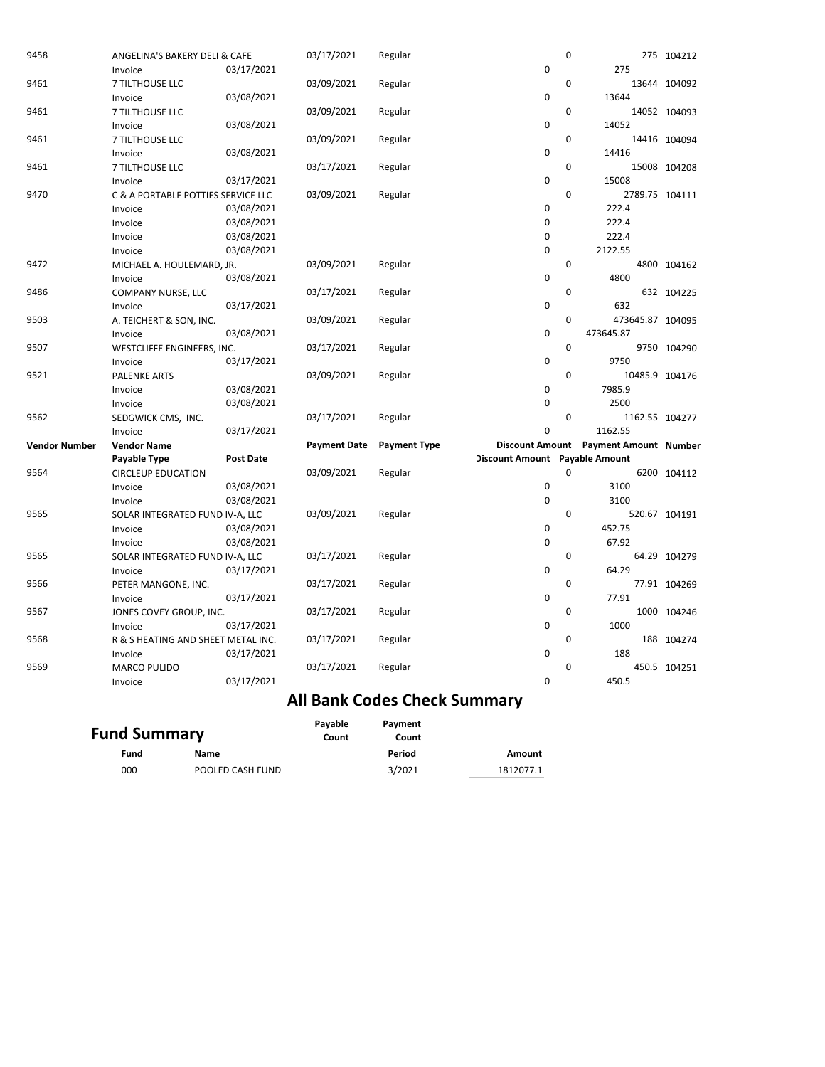| Vendor Number | Vendor Name | | Payment Date | Payment Type | Discount Amount | Payment Amount | Number |
|---|---|---|---|---|---|---|---|
| | Payable Type | Post Date | | | Discount Amount | Payable Amount | |
| 9458 | ANGELINA'S BAKERY DELI & CAFE | | 03/17/2021 | Regular | 0 | 275 | 104212 |
| | Invoice | 03/17/2021 | | | 0 | 275 | |
| 9461 | 7 TILTHOUSE LLC | | 03/09/2021 | Regular | 0 | 13644 | 104092 |
| | Invoice | 03/08/2021 | | | 0 | 13644 | |
| 9461 | 7 TILTHOUSE LLC | | 03/09/2021 | Regular | 0 | 14052 | 104093 |
| | Invoice | 03/08/2021 | | | 0 | 14052 | |
| 9461 | 7 TILTHOUSE LLC | | 03/09/2021 | Regular | 0 | 14416 | 104094 |
| | Invoice | 03/08/2021 | | | 0 | 14416 | |
| 9461 | 7 TILTHOUSE LLC | | 03/17/2021 | Regular | 0 | 15008 | 104208 |
| | Invoice | 03/17/2021 | | | 0 | 15008 | |
| 9470 | C & A PORTABLE POTTIES SERVICE LLC | | 03/09/2021 | Regular | 0 | 2789.75 | 104111 |
| | Invoice | 03/08/2021 | | | 0 | 222.4 | |
| | Invoice | 03/08/2021 | | | 0 | 222.4 | |
| | Invoice | 03/08/2021 | | | 0 | 222.4 | |
| | Invoice | 03/08/2021 | | | 0 | 2122.55 | |
| 9472 | MICHAEL A. HOULEMARD, JR. | | 03/09/2021 | Regular | 0 | 4800 | 104162 |
| | Invoice | 03/08/2021 | | | 0 | 4800 | |
| 9486 | COMPANY NURSE, LLC | | 03/17/2021 | Regular | 0 | 632 | 104225 |
| | Invoice | 03/17/2021 | | | 0 | 632 | |
| 9503 | A. TEICHERT & SON, INC. | | 03/09/2021 | Regular | 0 | 473645.87 | 104095 |
| | Invoice | 03/08/2021 | | | 0 | 473645.87 | |
| 9507 | WESTCLIFFE ENGINEERS, INC. | | 03/17/2021 | Regular | 0 | 9750 | 104290 |
| | Invoice | 03/17/2021 | | | 0 | 9750 | |
| 9521 | PALENKE ARTS | | 03/09/2021 | Regular | 0 | 10485.9 | 104176 |
| | Invoice | 03/08/2021 | | | 0 | 7985.9 | |
| | Invoice | 03/08/2021 | | | 0 | 2500 | |
| 9562 | SEDGWICK CMS, INC. | | 03/17/2021 | Regular | 0 | 1162.55 | 104277 |
| | Invoice | 03/17/2021 | | | 0 | 1162.55 | |
| 9564 | CIRCLEUP EDUCATION | | 03/09/2021 | Regular | 0 | 6200 | 104112 |
| | Invoice | 03/08/2021 | | | 0 | 3100 | |
| | Invoice | 03/08/2021 | | | 0 | 3100 | |
| 9565 | SOLAR INTEGRATED FUND IV-A, LLC | | 03/09/2021 | Regular | 0 | 520.67 | 104191 |
| | Invoice | 03/08/2021 | | | 0 | 452.75 | |
| | Invoice | 03/08/2021 | | | 0 | 67.92 | |
| 9565 | SOLAR INTEGRATED FUND IV-A, LLC | | 03/17/2021 | Regular | 0 | 64.29 | 104279 |
| | Invoice | 03/17/2021 | | | 0 | 64.29 | |
| 9566 | PETER MANGONE, INC. | | 03/17/2021 | Regular | 0 | 77.91 | 104269 |
| | Invoice | 03/17/2021 | | | 0 | 77.91 | |
| 9567 | JONES COVEY GROUP, INC. | | 03/17/2021 | Regular | 0 | 1000 | 104246 |
| | Invoice | 03/17/2021 | | | 0 | 1000 | |
| 9568 | R & S HEATING AND SHEET METAL INC. | | 03/17/2021 | Regular | 0 | 188 | 104274 |
| | Invoice | 03/17/2021 | | | 0 | 188 | |
| 9569 | MARCO PULIDO | | 03/17/2021 | Regular | 0 | 450.5 | 104251 |
| | Invoice | 03/17/2021 | | | 0 | 450.5 | |

## All Bank Codes Check Summary

### Fund Summary

| Fund | Name | Payable Count | Payment Count Period | Amount |
|---|---|---|---|---|
| 000 | POOLED CASH FUND | | 3/2021 | 1812077.1 |